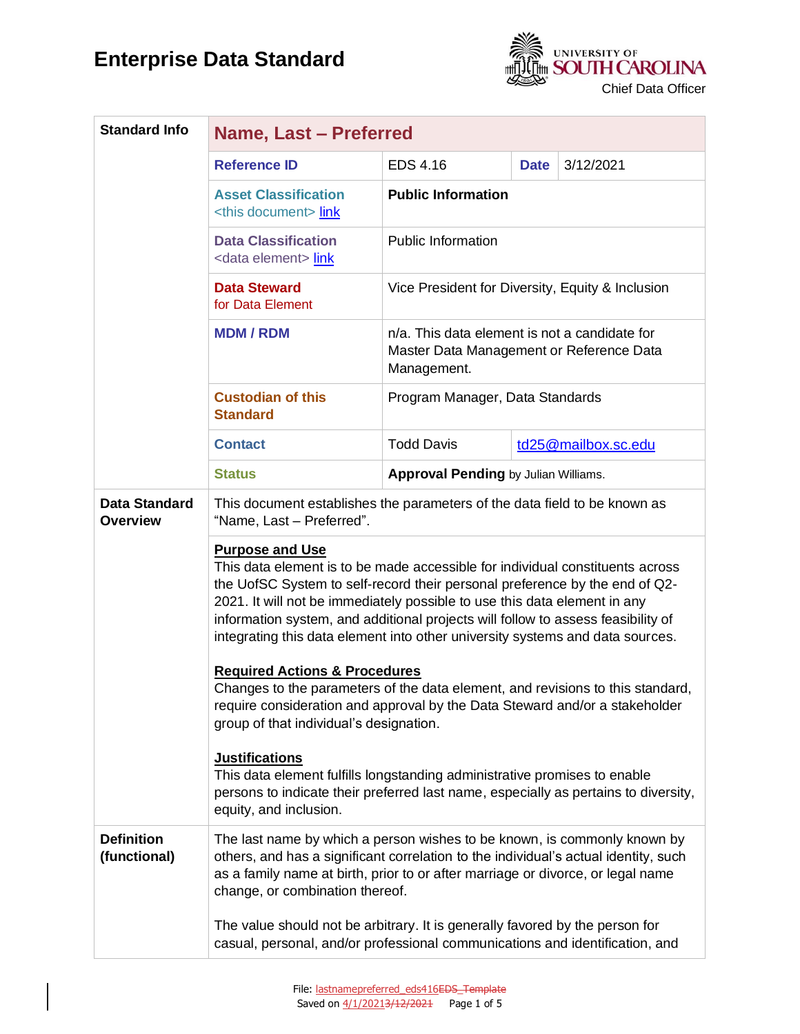# Enterprise Data Standard

UNIVERSITY OF SOUTH CAROLINA
Chief Data Officer

| Standard Info | **Name, Last – Preferred** | | | |
|---|---|---|---|---|
| | **Reference ID** | EDS 4.16 | **Date** | 3/12/2021 |
| | **Asset Classification** <this document> link | **Public Information** | | |
| | **Data Classification** <data element> link | Public Information | | |
| | **Data Steward** for Data Element | Vice President for Diversity, Equity & Inclusion | | |
| | **MDM / RDM** | n/a. This data element is not a candidate for Master Data Management or Reference Data Management. | | |
| | **Custodian of this Standard** | Program Manager, Data Standards | | |
| | **Contact** | Todd Davis | td25@mailbox.sc.edu | |
| | **Status** | **Approval Pending** by Julian Williams. | | |
| **Data Standard Overview** | This document establishes the parameters of the data field to be known as "Name, Last – Preferred". | | | |
| | **Purpose and Use** This data element is to be made accessible for individual constituents across the UofSC System to self-record their personal preference by the end of Q2-2021. It will not be immediately possible to use this data element in any information system, and additional projects will follow to assess feasibility of integrating this data element into other university systems and data sources. **Required Actions & Procedures** Changes to the parameters of the data element, and revisions to this standard, require consideration and approval by the Data Steward and/or a stakeholder group of that individual's designation. **Justifications** This data element fulfills longstanding administrative promises to enable persons to indicate their preferred last name, especially as pertains to diversity, equity, and inclusion. | | | |
| **Definition (functional)** | The last name by which a person wishes to be known, is commonly known by others, and has a significant correlation to the individual's actual identity, such as a family name at birth, prior to or after marriage or divorce, or legal name change, or combination thereof. The value should not be arbitrary. It is generally favored by the person for casual, personal, and/or professional communications and identification, and | | | |

File: lastnamepreferred_eds416~~EDS_Template~~
Saved on 4/1/2021~~3/12/2021~~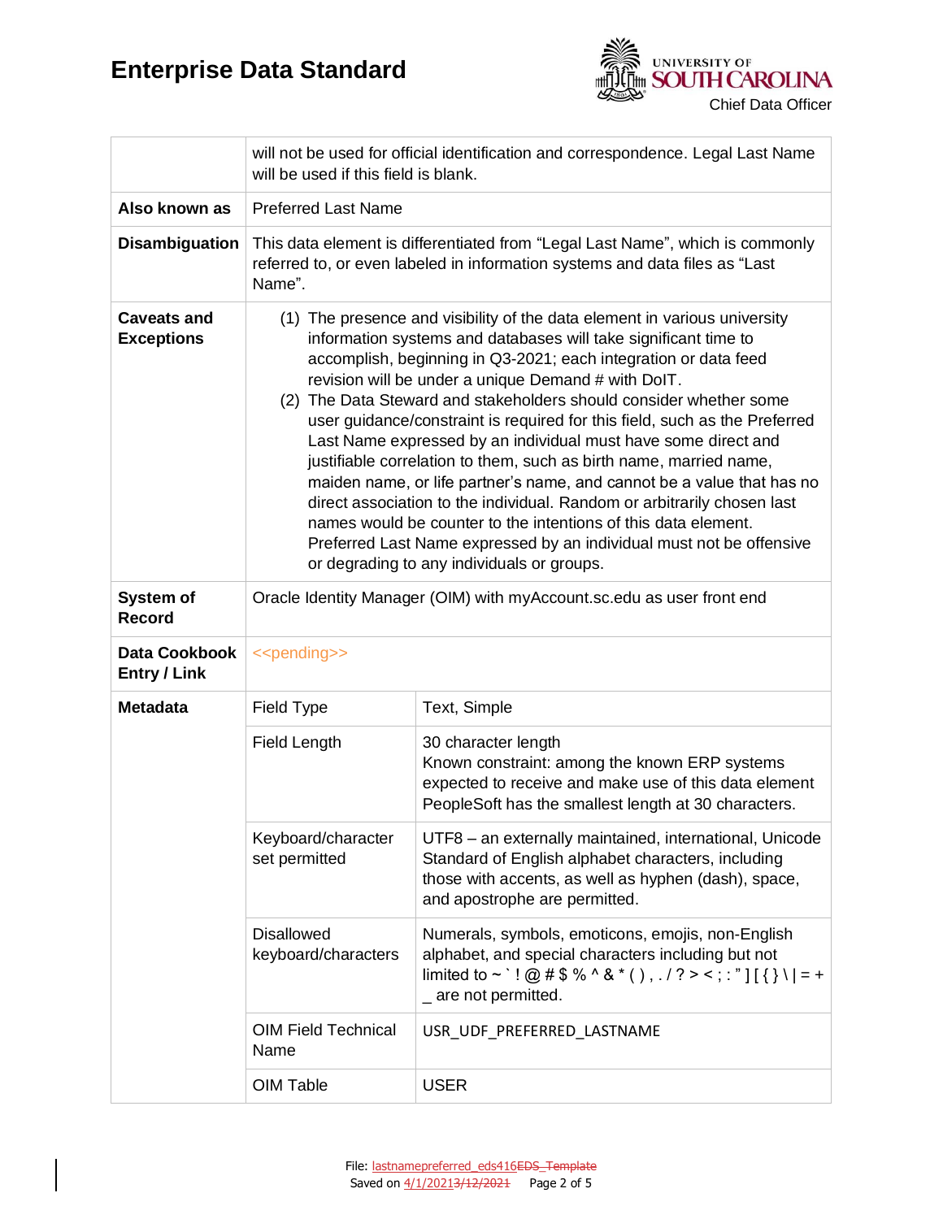| | | |
|---|---|---|
| | will not be used for official identification and correspondence. Legal Last Name will be used if this field is blank. | |
| **Also known as** | Preferred Last Name | |
| **Disambiguation** | This data element is differentiated from "Legal Last Name", which is commonly referred to, or even labeled in information systems and data files as "Last Name". | |
| **Caveats and Exceptions** | (1) The presence and visibility of the data element in various university information systems and databases will take significant time to accomplish, beginning in Q3-2021; each integration or data feed revision will be under a unique Demand # with DoIT.<br>(2) The Data Steward and stakeholders should consider whether some user guidance/constraint is required for this field, such as the Preferred Last Name expressed by an individual must have some direct and justifiable correlation to them, such as birth name, married name, maiden name, or life partner's name, and cannot be a value that has no direct association to the individual. Random or arbitrarily chosen last names would be counter to the intentions of this data element. Preferred Last Name expressed by an individual must not be offensive or degrading to any individuals or groups. | |
| **System of Record** | Oracle Identity Manager (OIM) with myAccount.sc.edu as user front end | |
| **Data Cookbook Entry / Link** | <<pending>> | |
| **Metadata** | Field Type | Text, Simple |
| | Field Length | 30 character length<br>Known constraint: among the known ERP systems expected to receive and make use of this data element PeopleSoft has the smallest length at 30 characters. |
| | Keyboard/character set permitted | UTF8 – an externally maintained, international, Unicode Standard of English alphabet characters, including those with accents, as well as hyphen (dash), space, and apostrophe are permitted. |
| | Disallowed keyboard/characters | Numerals, symbols, emoticons, emojis, non-English alphabet, and special characters including but not limited to ~ ` ! @ # $ % ^ & * ( ) , . / ? > < ; : " ] [ { } \ \| = + _ are not permitted. |
| | OIM Field Technical Name | USR_UDF_PREFERRED_LASTNAME |
| | OIM Table | USER |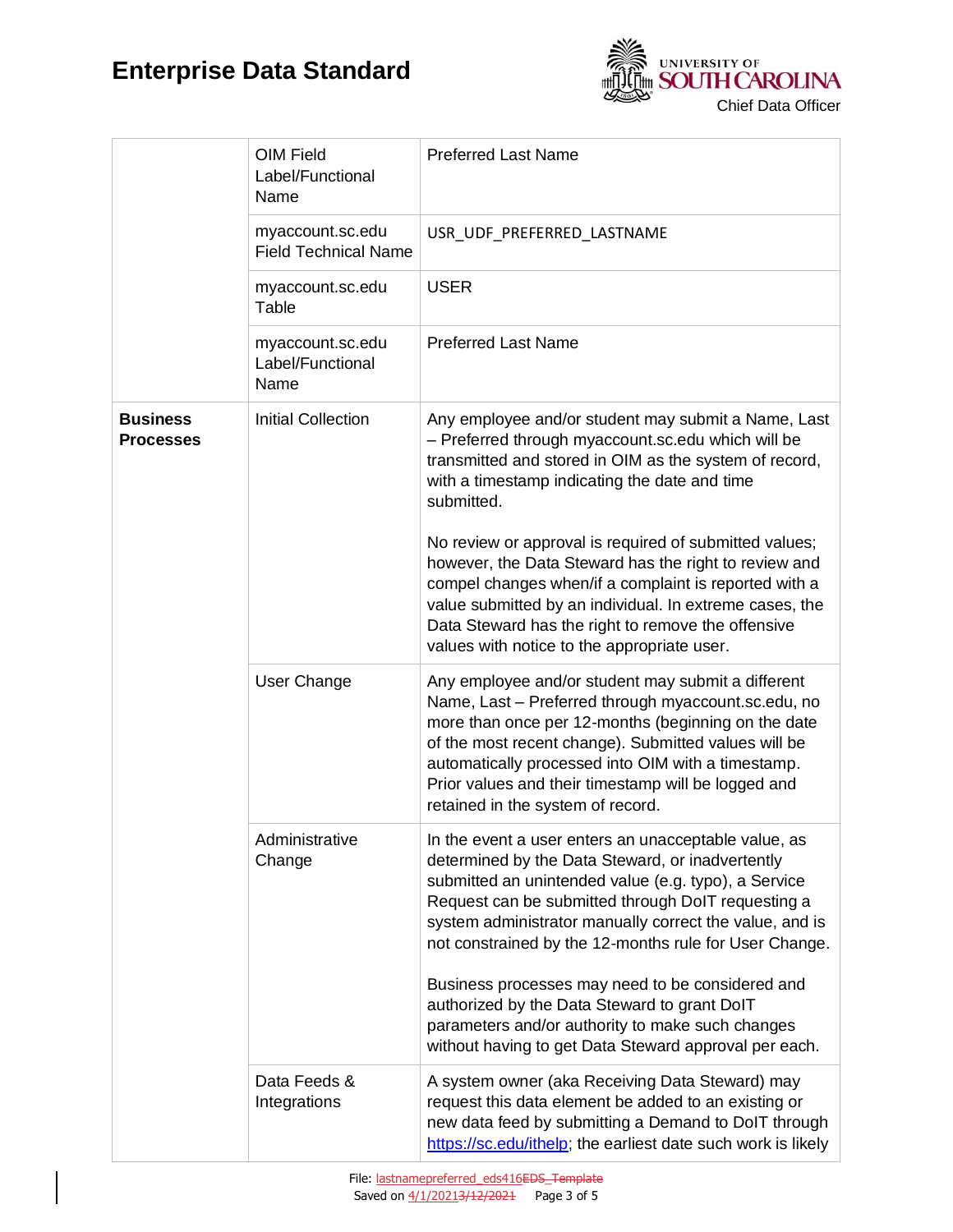| | | |
|---|---|---|
| | OIM Field Label/Functional Name | Preferred Last Name |
| | myaccount.sc.edu Field Technical Name | USR_UDF_PREFERRED_LASTNAME |
| | myaccount.sc.edu Table | USER |
| | myaccount.sc.edu Label/Functional Name | Preferred Last Name |
| **Business Processes** | Initial Collection | Any employee and/or student may submit a Name, Last – Preferred through myaccount.sc.edu which will be transmitted and stored in OIM as the system of record, with a timestamp indicating the date and time submitted.<br><br>No review or approval is required of submitted values; however, the Data Steward has the right to review and compel changes when/if a complaint is reported with a value submitted by an individual. In extreme cases, the Data Steward has the right to remove the offensive values with notice to the appropriate user. |
| | User Change | Any employee and/or student may submit a different Name, Last – Preferred through myaccount.sc.edu, no more than once per 12-months (beginning on the date of the most recent change). Submitted values will be automatically processed into OIM with a timestamp. Prior values and their timestamp will be logged and retained in the system of record. |
| | Administrative Change | In the event a user enters an unacceptable value, as determined by the Data Steward, or inadvertently submitted an unintended value (e.g. typo), a Service Request can be submitted through DoIT requesting a system administrator manually correct the value, and is not constrained by the 12-months rule for User Change.<br><br>Business processes may need to be considered and authorized by the Data Steward to grant DoIT parameters and/or authority to make such changes without having to get Data Steward approval per each. |
| | Data Feeds & Integrations | A system owner (aka Receiving Data Steward) may request this data element be added to an existing or new data feed by submitting a Demand to DoIT through [https://sc.edu/ithelp](https://sc.edu/ithelp); the earliest date such work is likely |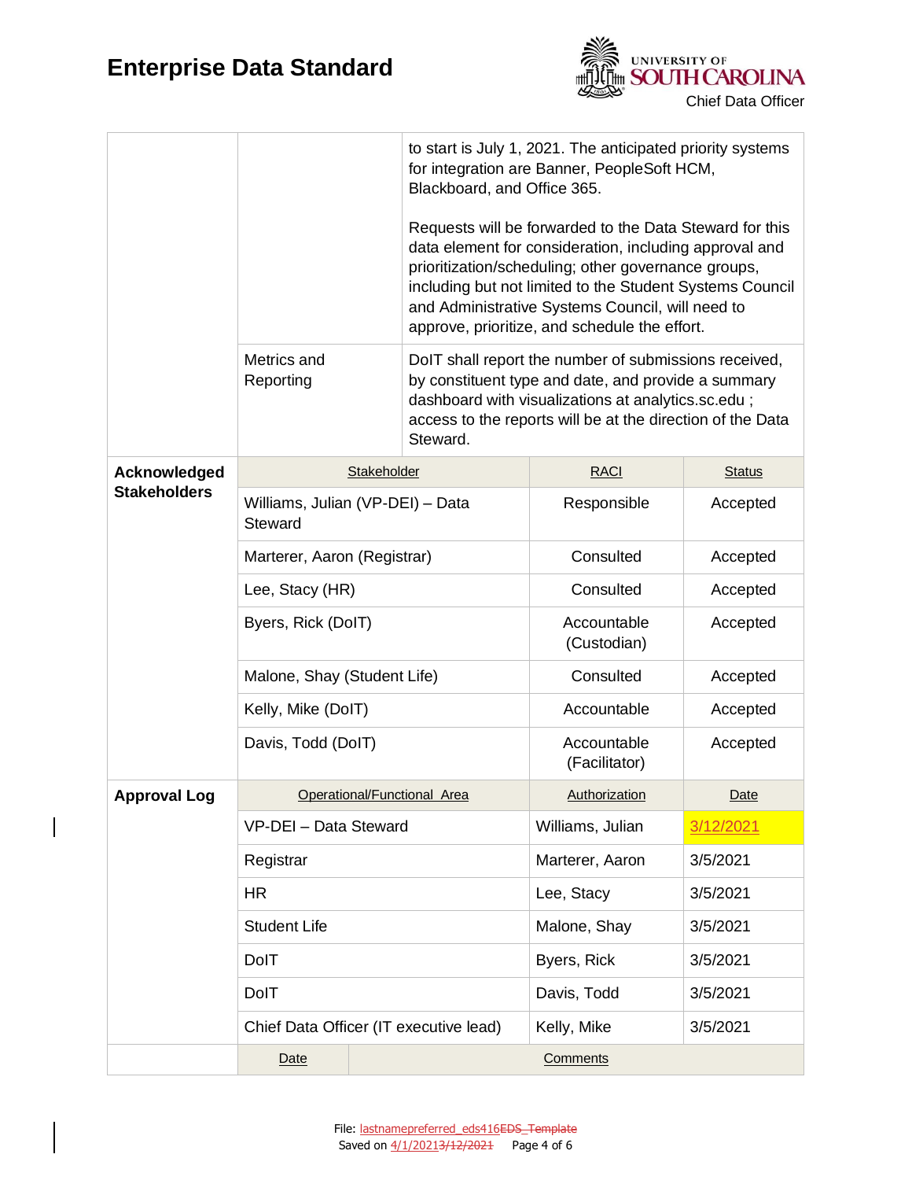| | | |
|---|---|---|
| | | to start is July 1, 2021. The anticipated priority systems for integration are Banner, PeopleSoft HCM, Blackboard, and Office 365.<br><br>Requests will be forwarded to the Data Steward for this data element for consideration, including approval and prioritization/scheduling; other governance groups, including but not limited to the Student Systems Council and Administrative Systems Council, will need to approve, prioritize, and schedule the effort. |
| | Metrics and Reporting | DoIT shall report the number of submissions received, by constituent type and date, and provide a summary dashboard with visualizations at analytics.sc.edu ; access to the reports will be at the direction of the Data Steward. |

| | Stakeholder | RACI | Status |
|---|---|---|---|
| **Acknowledged Stakeholders** | Williams, Julian (VP-DEI) – Data Steward | Responsible | Accepted |
| | Marterer, Aaron (Registrar) | Consulted | Accepted |
| | Lee, Stacy (HR) | Consulted | Accepted |
| | Byers, Rick (DoIT) | Accountable (Custodian) | Accepted |
| | Malone, Shay (Student Life) | Consulted | Accepted |
| | Kelly, Mike (DoIT) | Accountable | Accepted |
| | Davis, Todd (DoIT) | Accountable (Facilitator) | Accepted |

| | Operational/Functional Area | Authorization | Date |
|---|---|---|---|
| **Approval Log** | VP-DEI – Data Steward | Williams, Julian | 3/12/2021 |
| | Registrar | Marterer, Aaron | 3/5/2021 |
| | HR | Lee, Stacy | 3/5/2021 |
| | Student Life | Malone, Shay | 3/5/2021 |
| | DoIT | Byers, Rick | 3/5/2021 |
| | DoIT | Davis, Todd | 3/5/2021 |
| | Chief Data Officer (IT executive lead) | Kelly, Mike | 3/5/2021 |

| | Date | Comments |
|---|---|---|
| | | |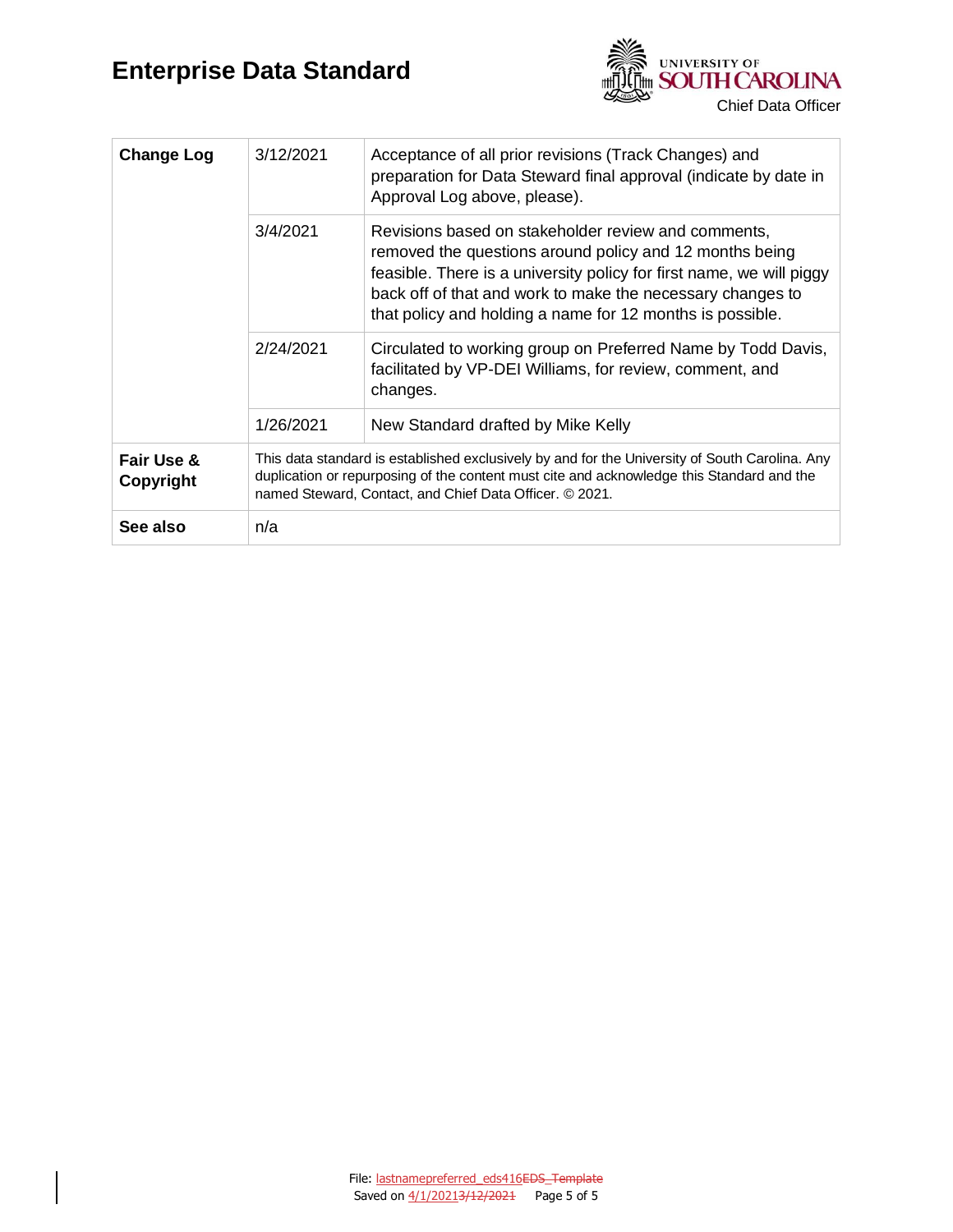| | | |
|---|---|---|
| **Change Log** | 3/12/2021 | Acceptance of all prior revisions (Track Changes) and preparation for Data Steward final approval (indicate by date in Approval Log above, please). |
| | 3/4/2021 | Revisions based on stakeholder review and comments, removed the questions around policy and 12 months being feasible. There is a university policy for first name, we will piggy back off of that and work to make the necessary changes to that policy and holding a name for 12 months is possible. |
| | 2/24/2021 | Circulated to working group on Preferred Name by Todd Davis, facilitated by VP-DEI Williams, for review, comment, and changes. |
| | 1/26/2021 | New Standard drafted by Mike Kelly |
| **Fair Use & Copyright** | This data standard is established exclusively by and for the University of South Carolina. Any duplication or repurposing of the content must cite and acknowledge this Standard and the named Steward, Contact, and Chief Data Officer. © 2021. | |
| **See also** | n/a | |